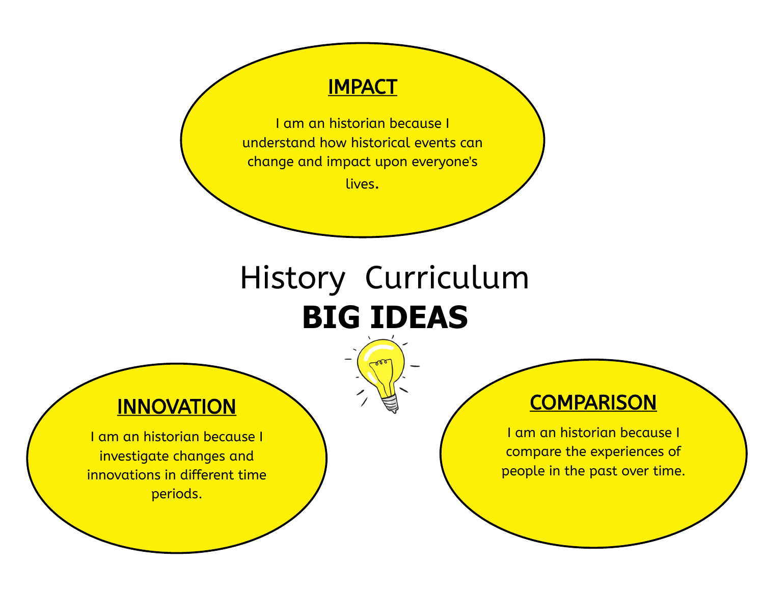# History Curriculum

## BIG IDEAS

### IMPACT

I am an historian because I understand how historical events can change and impact upon everyone's lives.

### INNOVATION

I am an historian because I investigate changes and innovations in different time periods.

### COMPARISON

I am an historian because I compare the experiences of people in the past over time.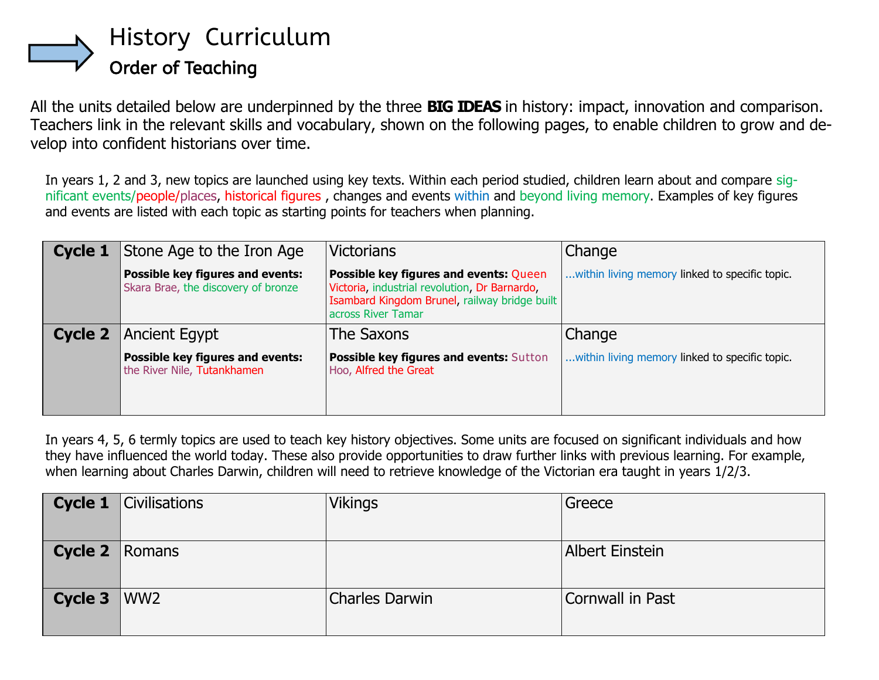# History Curriculum

## Order of Teaching

All the units detailed below are underpinned by the three **BIG IDEAS** in history: impact, innovation and comparison. Teachers link in the relevant skills and vocabulary, shown on the following pages, to enable children to grow and develop into confident historians over time.

In years 1, 2 and 3, new topics are launched using key texts. Within each period studied, children learn about and compare significant events/people/places, historical figures , changes and events within and beyond living memory. Examples of key figures and events are listed with each topic as starting points for teachers when planning.

| | | | |
|---|---|---|---|
| **Cycle 1** | Stone Age to the Iron Age<br>**Possible key figures and events:** Skara Brae, the discovery of bronze | Victorians<br>**Possible key figures and events:** Queen Victoria, industrial revolution, Dr Barnardo, Isambard Kingdom Brunel, railway bridge built across River Tamar | Change<br>...within living memory linked to specific topic. |
| **Cycle 2** | Ancient Egypt<br>**Possible key figures and events:** the River Nile, Tutankhamen | The Saxons<br>**Possible key figures and events:** Sutton Hoo, Alfred the Great | Change<br>...within living memory linked to specific topic. |

In years 4, 5, 6 termly topics are used to teach key history objectives. Some units are focused on significant individuals and how they have influenced the world today. These also provide opportunities to draw further links with previous learning. For example, when learning about Charles Darwin, children will need to retrieve knowledge of the Victorian era taught in years 1/2/3.

| | | | |
|---|---|---|---|
| **Cycle 1** | Civilisations | Vikings | Greece |
| **Cycle 2** | Romans | | Albert Einstein |
| **Cycle 3** | WW2 | Charles Darwin | Cornwall in Past |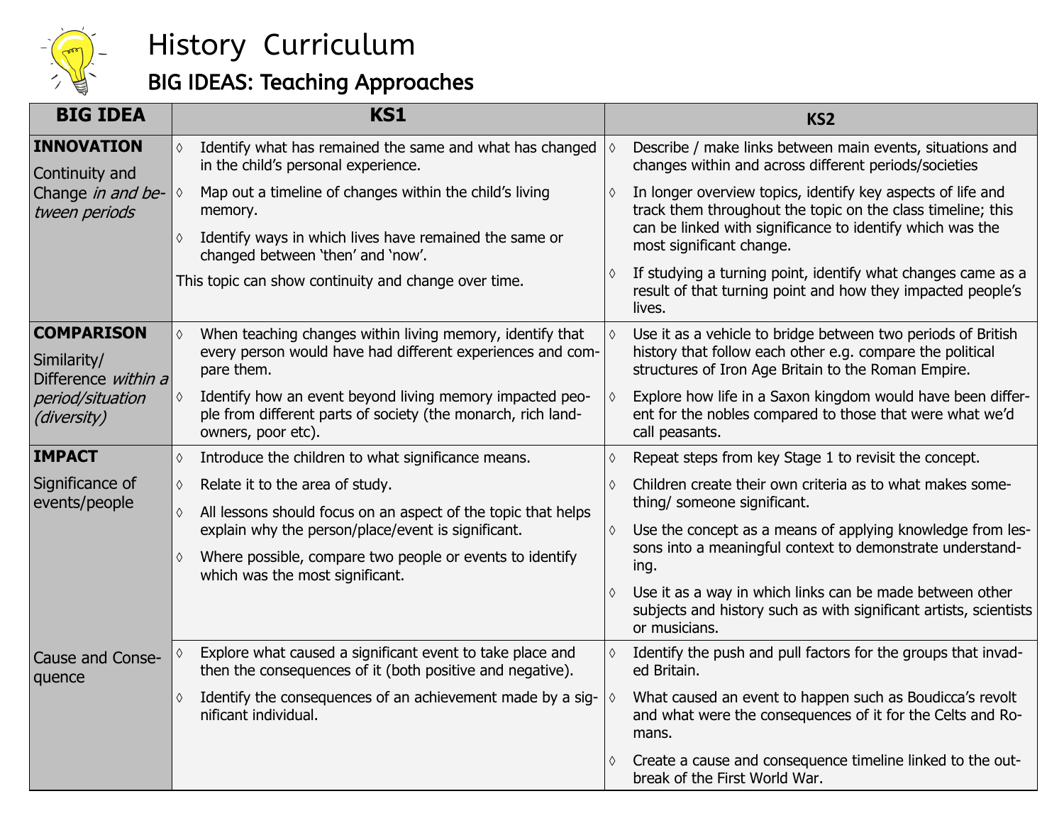# History Curriculum

## BIG IDEAS: Teaching Approaches

| BIG IDEA | KS1 | KS2 |
|---|---|---|
| **INNOVATION** Continuity and Change *in and between periods* | ◊ Identify what has remained the same and what has changed in the child's personal experience. <br> ◊ Map out a timeline of changes within the child's living memory. <br> ◊ Identify ways in which lives have remained the same or changed between 'then' and 'now'. <br> This topic can show continuity and change over time. | ◊ Describe / make links between main events, situations and changes within and across different periods/societies <br> ◊ In longer overview topics, identify key aspects of life and track them throughout the topic on the class timeline; this can be linked with significance to identify which was the most significant change. <br> ◊ If studying a turning point, identify what changes came as a result of that turning point and how they impacted people's lives. |
| **COMPARISON** Similarity/ Difference *within a period/situation (diversity)* | ◊ When teaching changes within living memory, identify that every person would have had different experiences and compare them. <br> ◊ Identify how an event beyond living memory impacted people from different parts of society (the monarch, rich landowners, poor etc). | ◊ Use it as a vehicle to bridge between two periods of British history that follow each other e.g. compare the political structures of Iron Age Britain to the Roman Empire. <br> ◊ Explore how life in a Saxon kingdom would have been different for the nobles compared to those that were what we'd call peasants. |
| **IMPACT** Significance of events/people | ◊ Introduce the children to what significance means. <br> ◊ Relate it to the area of study. <br> ◊ All lessons should focus on an aspect of the topic that helps explain why the person/place/event is significant. <br> ◊ Where possible, compare two people or events to identify which was the most significant. | ◊ Repeat steps from key Stage 1 to revisit the concept. <br> ◊ Children create their own criteria as to what makes something/ someone significant. <br> ◊ Use the concept as a means of applying knowledge from lessons into a meaningful context to demonstrate understanding. <br> ◊ Use it as a way in which links can be made between other subjects and history such as with significant artists, scientists or musicians. |
| Cause and Consequence | ◊ Explore what caused a significant event to take place and then the consequences of it (both positive and negative). <br> ◊ Identify the consequences of an achievement made by a significant individual. | ◊ Identify the push and pull factors for the groups that invaded Britain. <br> ◊ What caused an event to happen such as Boudicca's revolt and what were the consequences of it for the Celts and Romans. <br> ◊ Create a cause and consequence timeline linked to the outbreak of the First World War. |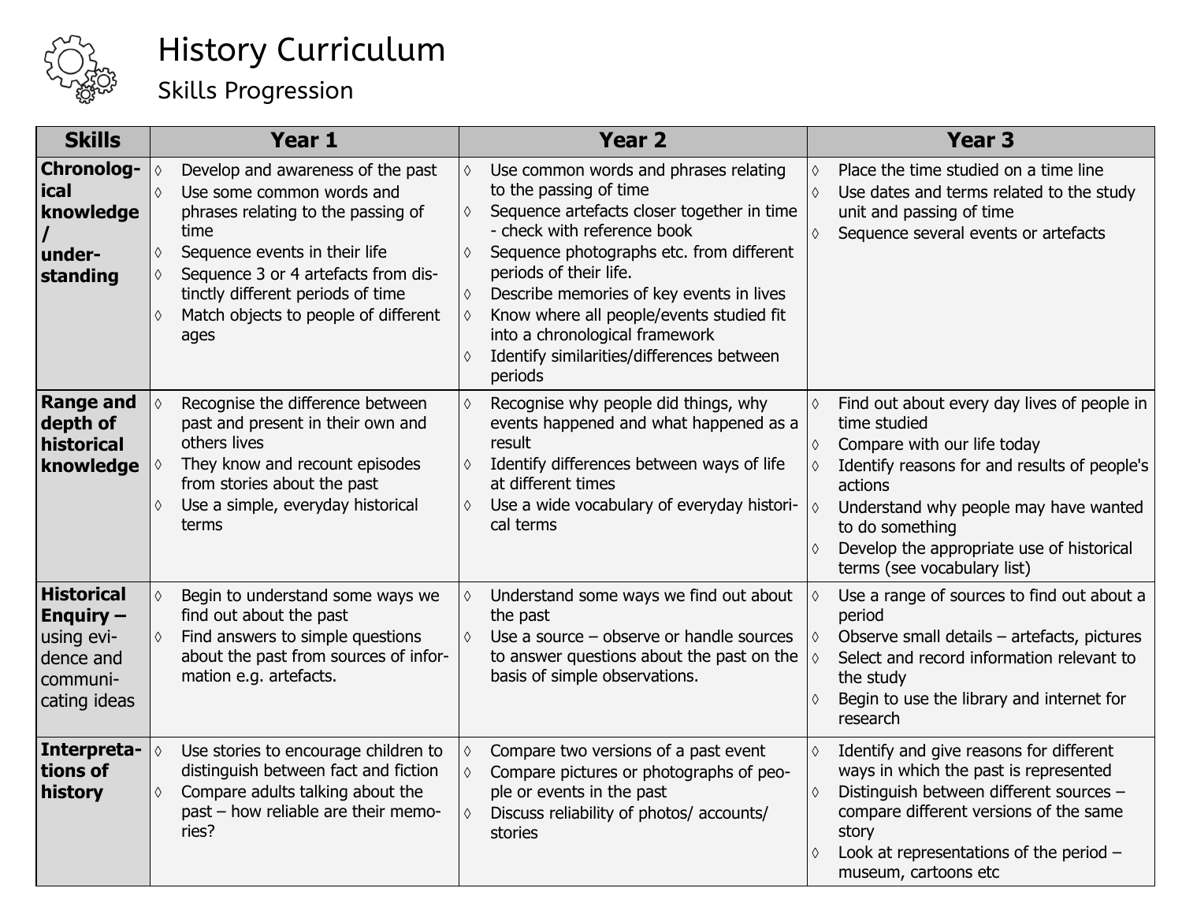# History Curriculum

## Skills Progression

| Skills | Year 1 | Year 2 | Year 3 |
|---|---|---|---|
| **Chronological knowledge / understanding** | ◊ Develop and awareness of the past<br>◊ Use some common words and phrases relating to the passing of time<br>◊ Sequence events in their life<br>◊ Sequence 3 or 4 artefacts from distinctly different periods of time<br>◊ Match objects to people of different ages | ◊ Use common words and phrases relating to the passing of time<br>◊ Sequence artefacts closer together in time - check with reference book<br>◊ Sequence photographs etc. from different periods of their life.<br>◊ Describe memories of key events in lives<br>◊ Know where all people/events studied fit into a chronological framework<br>◊ Identify similarities/differences between periods | ◊ Place the time studied on a time line<br>◊ Use dates and terms related to the study unit and passing of time<br>◊ Sequence several events or artefacts |
| **Range and depth of historical knowledge** | ◊ Recognise the difference between past and present in their own and others lives<br>◊ They know and recount episodes from stories about the past<br>◊ Use a simple, everyday historical terms | ◊ Recognise why people did things, why events happened and what happened as a result<br>◊ Identify differences between ways of life at different times<br>◊ Use a wide vocabulary of everyday historical terms | ◊ Find out about every day lives of people in time studied<br>◊ Compare with our life today<br>◊ Identify reasons for and results of people's actions<br>◊ Understand why people may have wanted to do something<br>◊ Develop the appropriate use of historical terms (see vocabulary list) |
| **Historical Enquiry –** using evidence and communicating ideas | ◊ Begin to understand some ways we find out about the past<br>◊ Find answers to simple questions about the past from sources of information e.g. artefacts. | ◊ Understand some ways we find out about the past<br>◊ Use a source – observe or handle sources to answer questions about the past on the basis of simple observations. | ◊ Use a range of sources to find out about a period<br>◊ Observe small details – artefacts, pictures<br>◊ Select and record information relevant to the study<br>◊ Begin to use the library and internet for research |
| **Interpretations of history** | ◊ Use stories to encourage children to distinguish between fact and fiction<br>◊ Compare adults talking about the past – how reliable are their memories? | ◊ Compare two versions of a past event<br>◊ Compare pictures or photographs of people or events in the past<br>◊ Discuss reliability of photos/ accounts/ stories | ◊ Identify and give reasons for different ways in which the past is represented<br>◊ Distinguish between different sources – compare different versions of the same story<br>◊ Look at representations of the period – museum, cartoons etc |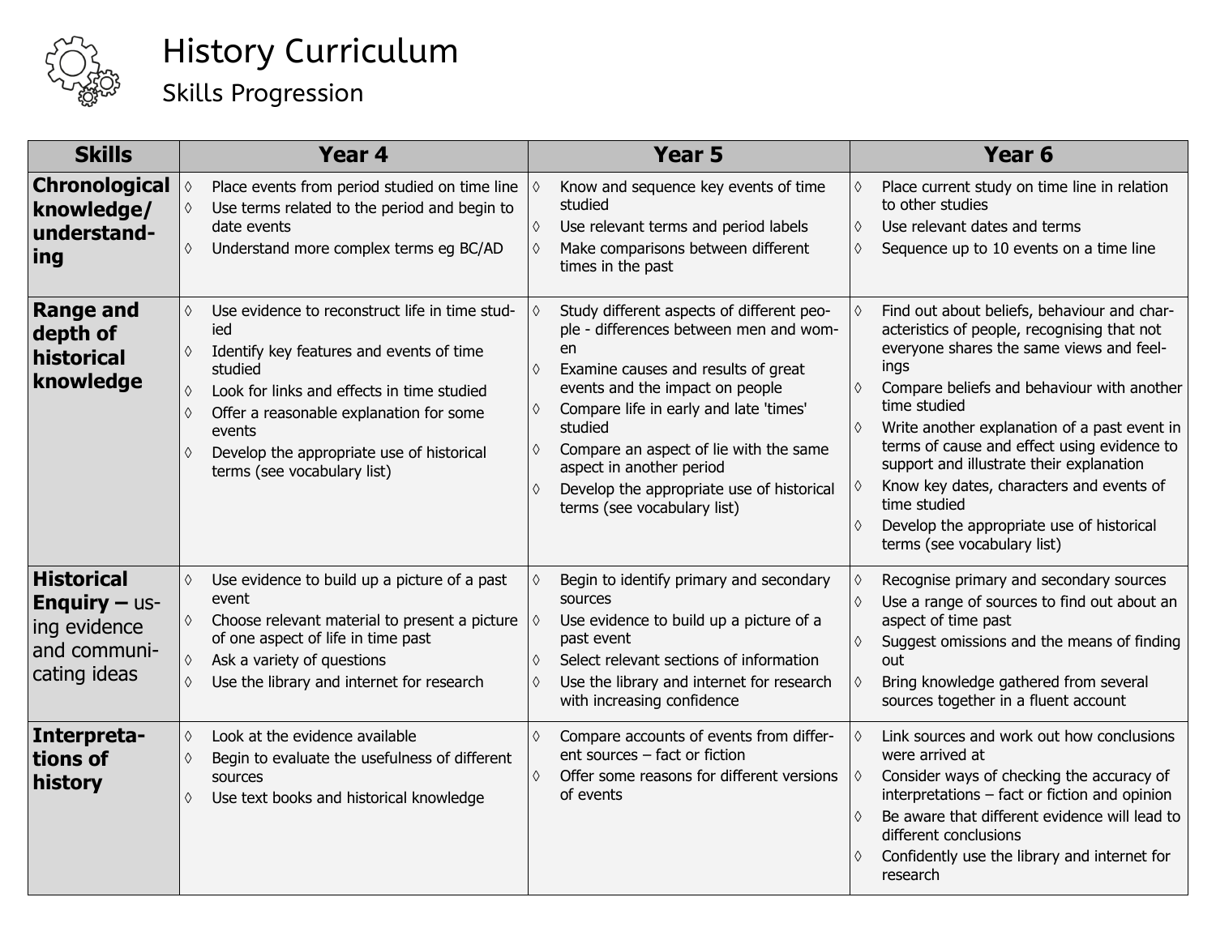# History Curriculum

## Skills Progression

| Skills | Year 4 | Year 5 | Year 6 |
|---|---|---|---|
| **Chronological knowledge/ understanding** | ◊ Place events from period studied on time line<br>◊ Use terms related to the period and begin to date events<br>◊ Understand more complex terms eg BC/AD | ◊ Know and sequence key events of time studied<br>◊ Use relevant terms and period labels<br>◊ Make comparisons between different times in the past | ◊ Place current study on time line in relation to other studies<br>◊ Use relevant dates and terms<br>◊ Sequence up to 10 events on a time line |
| **Range and depth of historical knowledge** | ◊ Use evidence to reconstruct life in time studied<br>◊ Identify key features and events of time studied<br>◊ Look for links and effects in time studied<br>◊ Offer a reasonable explanation for some events<br>◊ Develop the appropriate use of historical terms (see vocabulary list) | ◊ Study different aspects of different people - differences between men and women<br>◊ Examine causes and results of great events and the impact on people<br>◊ Compare life in early and late 'times' studied<br>◊ Compare an aspect of lie with the same aspect in another period<br>◊ Develop the appropriate use of historical terms (see vocabulary list) | ◊ Find out about beliefs, behaviour and characteristics of people, recognising that not everyone shares the same views and feelings<br>◊ Compare beliefs and behaviour with another time studied<br>◊ Write another explanation of a past event in terms of cause and effect using evidence to support and illustrate their explanation<br>◊ Know key dates, characters and events of time studied<br>◊ Develop the appropriate use of historical terms (see vocabulary list) |
| **Historical Enquiry –** using evidence and communicating ideas | ◊ Use evidence to build up a picture of a past event<br>◊ Choose relevant material to present a picture of one aspect of life in time past<br>◊ Ask a variety of questions<br>◊ Use the library and internet for research | ◊ Begin to identify primary and secondary sources<br>◊ Use evidence to build up a picture of a past event<br>◊ Select relevant sections of information<br>◊ Use the library and internet for research with increasing confidence | ◊ Recognise primary and secondary sources<br>◊ Use a range of sources to find out about an aspect of time past<br>◊ Suggest omissions and the means of finding out<br>◊ Bring knowledge gathered from several sources together in a fluent account |
| **Interpretations of history** | ◊ Look at the evidence available<br>◊ Begin to evaluate the usefulness of different sources<br>◊ Use text books and historical knowledge | ◊ Compare accounts of events from different sources – fact or fiction<br>◊ Offer some reasons for different versions of events | ◊ Link sources and work out how conclusions were arrived at<br>◊ Consider ways of checking the accuracy of interpretations – fact or fiction and opinion<br>◊ Be aware that different evidence will lead to different conclusions<br>◊ Confidently use the library and internet for research |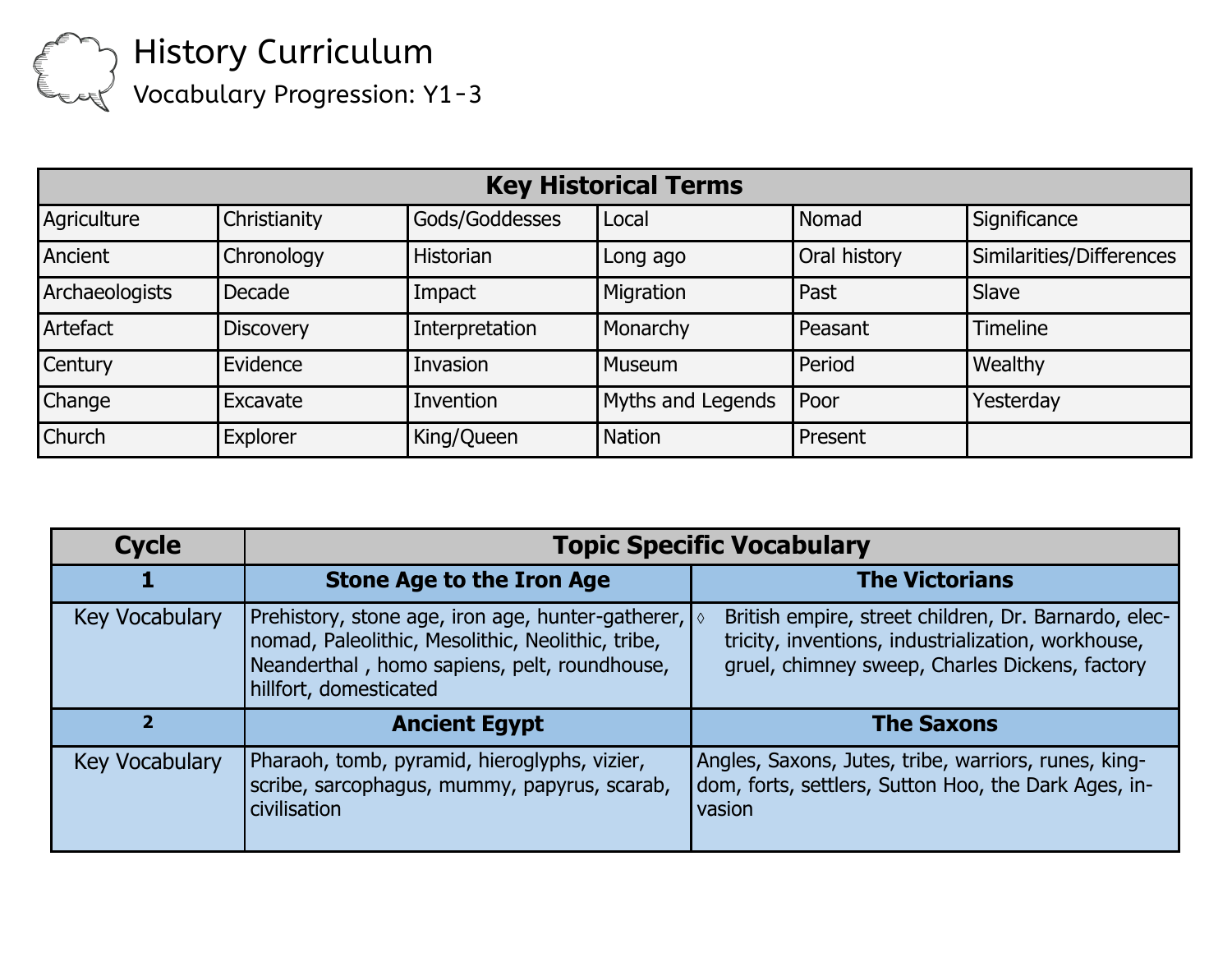# History Curriculum

## Vocabulary Progression: Y1-3

| Key Historical Terms | | | | | |
|---|---|---|---|---|---|
| Agriculture | Christianity | Gods/Goddesses | Local | Nomad | Significance |
| Ancient | Chronology | Historian | Long ago | Oral history | Similarities/Differences |
| Archaeologists | Decade | Impact | Migration | Past | Slave |
| Artefact | Discovery | Interpretation | Monarchy | Peasant | Timeline |
| Century | Evidence | Invasion | Museum | Period | Wealthy |
| Change | Excavate | Invention | Myths and Legends | Poor | Yesterday |
| Church | Explorer | King/Queen | Nation | Present | |

| Cycle | Topic Specific Vocabulary | |
|---|---|---|
| **1** | **Stone Age to the Iron Age** | **The Victorians** |
| Key Vocabulary | Prehistory, stone age, iron age, hunter-gatherer, nomad, Paleolithic, Mesolithic, Neolithic, tribe, Neanderthal , homo sapiens, pelt, roundhouse, hillfort, domesticated | ◊ British empire, street children, Dr. Barnardo, electricity, inventions, industrialization, workhouse, gruel, chimney sweep, Charles Dickens, factory |
| **2** | **Ancient Egypt** | **The Saxons** |
| Key Vocabulary | Pharaoh, tomb, pyramid, hieroglyphs, vizier, scribe, sarcophagus, mummy, papyrus, scarab, civilisation | Angles, Saxons, Jutes, tribe, warriors, runes, kingdom, forts, settlers, Sutton Hoo, the Dark Ages, invasion |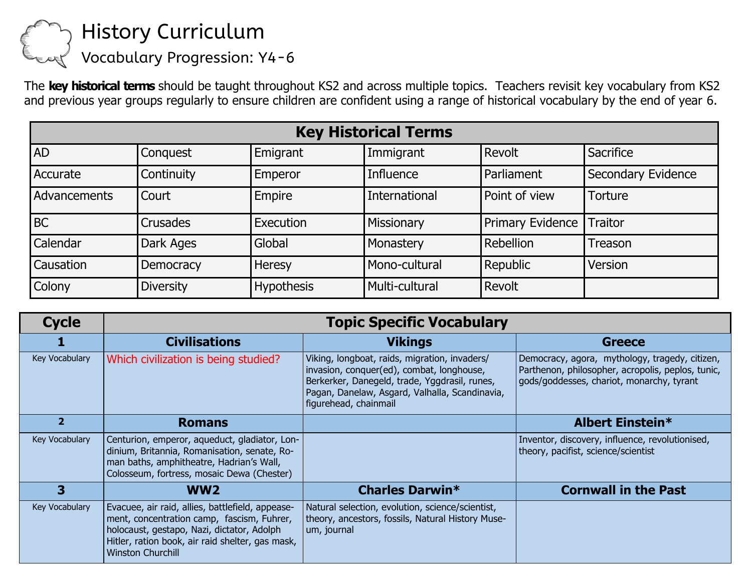# History Curriculum

## Vocabulary Progression: Y4-6

The **key historical terms** should be taught throughout KS2 and across multiple topics. Teachers revisit key vocabulary from KS2 and previous year groups regularly to ensure children are confident using a range of historical vocabulary by the end of year 6.

| Key Historical Terms | | | | | |
|---|---|---|---|---|---|
| AD | Conquest | Emigrant | Immigrant | Revolt | Sacrifice |
| Accurate | Continuity | Emperor | Influence | Parliament | Secondary Evidence |
| Advancements | Court | Empire | International | Point of view | Torture |
| BC | Crusades | Execution | Missionary | Primary Evidence | Traitor |
| Calendar | Dark Ages | Global | Monastery | Rebellion | Treason |
| Causation | Democracy | Heresy | Mono-cultural | Republic | Version |
| Colony | Diversity | Hypothesis | Multi-cultural | Revolt | |

| Cycle | Topic Specific Vocabulary | | |
|---|---|---|---|
| **1** | **Civilisations** | **Vikings** | **Greece** |
| Key Vocabulary | Which civilization is being studied? | Viking, longboat, raids, migration, invaders/ invasion, conquer(ed), combat, longhouse, Berkerker, Danegeld, trade, Yggdrasil, runes, Pagan, Danelaw, Asgard, Valhalla, Scandinavia, figurehead, chainmail | Democracy, agora, mythology, tragedy, citizen, Parthenon, philosopher, acropolis, peplos, tunic, gods/goddesses, chariot, monarchy, tyrant |
| **2** | **Romans** | | **Albert Einstein*** |
| Key Vocabulary | Centurion, emperor, aqueduct, gladiator, Londinium, Britannia, Romanisation, senate, Roman baths, amphitheatre, Hadrian's Wall, Colosseum, fortress, mosaic Dewa (Chester) | | Inventor, discovery, influence, revolutionised, theory, pacifist, science/scientist |
| **3** | **WW2** | **Charles Darwin*** | **Cornwall in the Past** |
| Key Vocabulary | Evacuee, air raid, allies, battlefield, appeasement, concentration camp, fascism, Fuhrer, holocaust, gestapo, Nazi, dictator, Adolph Hitler, ration book, air raid shelter, gas mask, Winston Churchill | Natural selection, evolution, science/scientist, theory, ancestors, fossils, Natural History Museum, journal | |